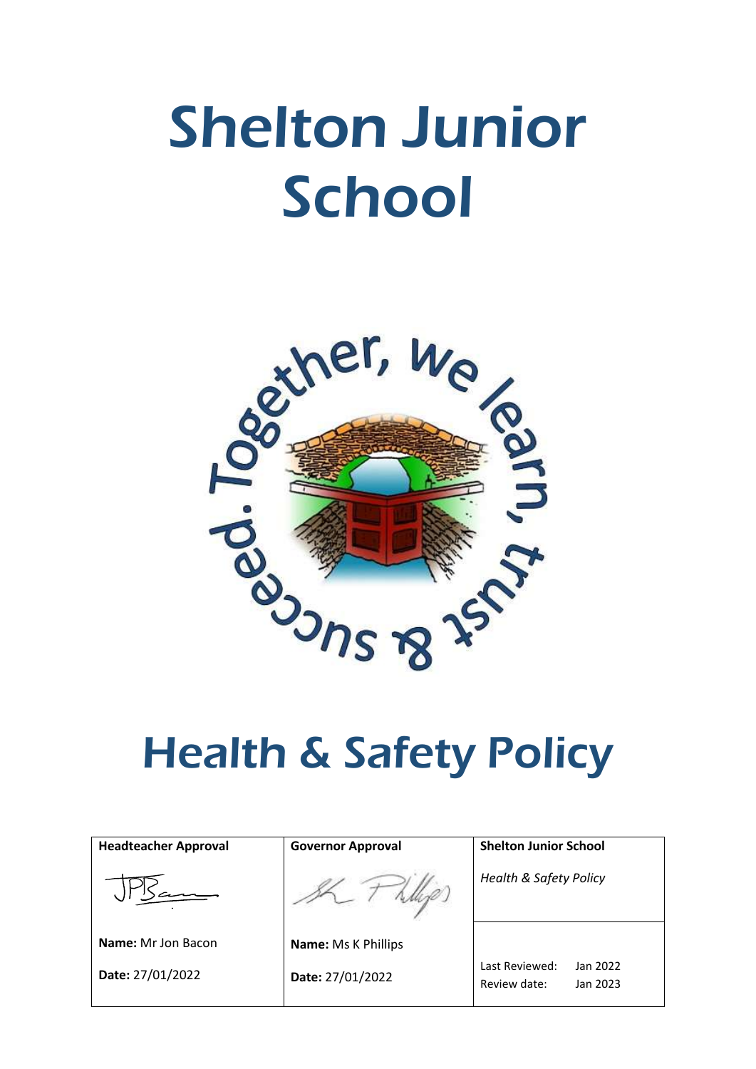# Shelton Junior School

Together, we learn, trust & succeed.

# Health & Safety Policy

| Headteacher Approval | Governor Approval | Shelton Junior School |
|---|---|---|
| | | *Health & Safety Policy* |
| **Name:** Mr Jon Bacon | **Name:** Ms K Phillips | |
| **Date:** 27/01/2022 | **Date:** 27/01/2022 | Last Reviewed: Jan 2022<br>Review date: Jan 2023 |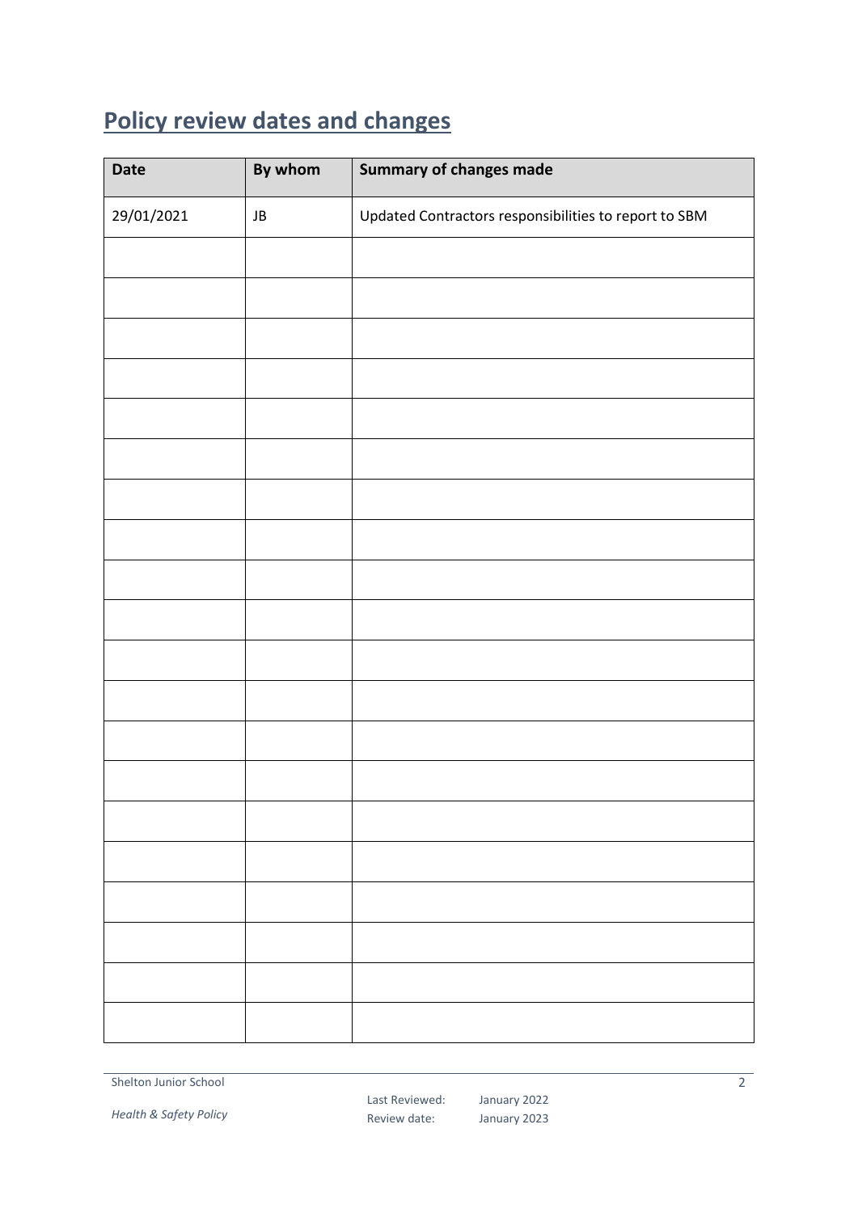## Policy review dates and changes

| Date | By whom | Summary of changes made |
|---|---|---|
| 29/01/2021 | JB | Updated Contractors responsibilities to report to SBM |
| | | |
| | | |
| | | |
| | | |
| | | |
| | | |
| | | |
| | | |
| | | |
| | | |
| | | |
| | | |
| | | |
| | | |
| | | |
| | | |
| | | |
| | | |
| | | |
| | | |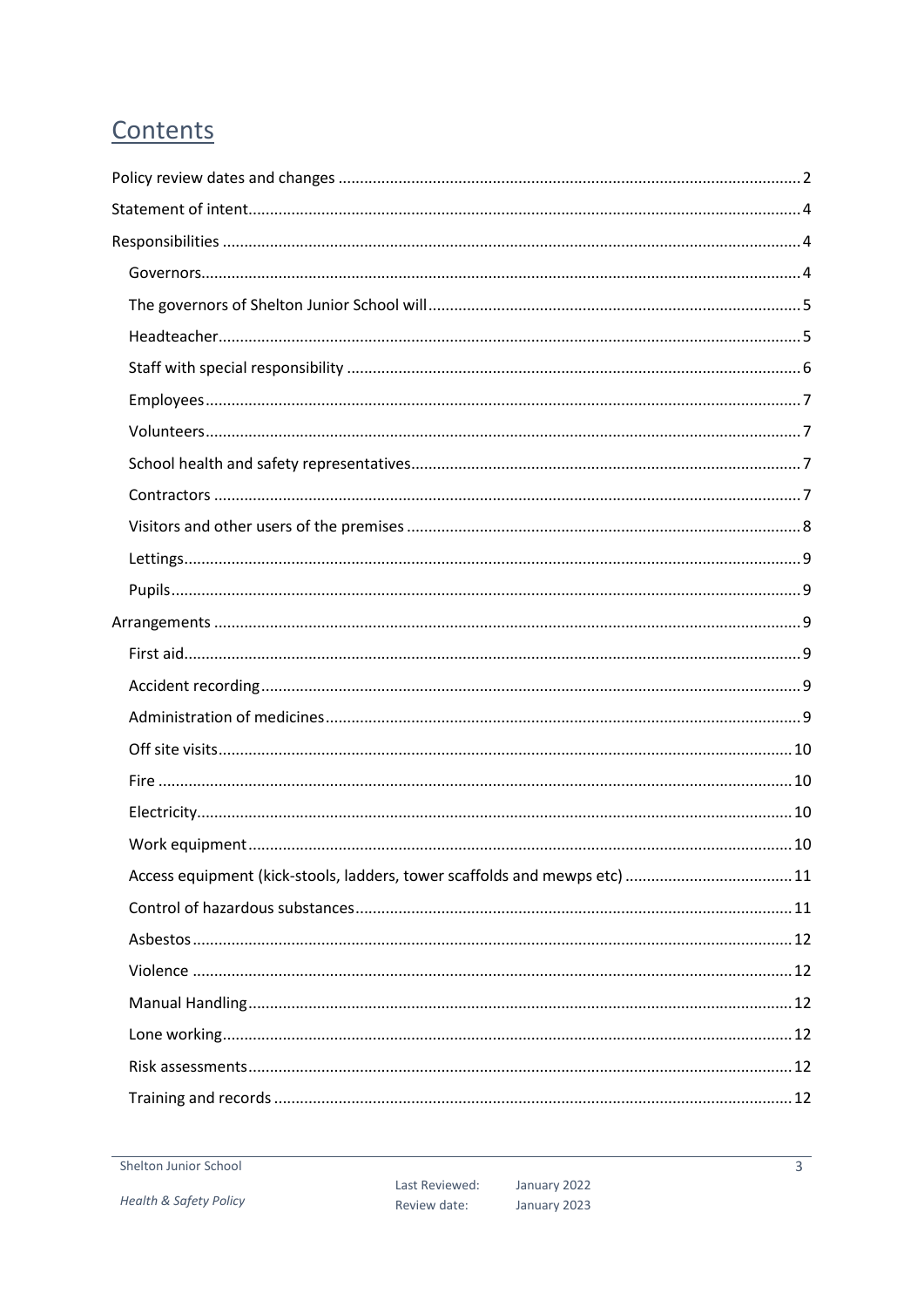# Contents

Policy review dates and changes ....................................................................................................... 2

Statement of intent............................................................................................................................ 4

Responsibilities .................................................................................................................................. 4

- Governors...................................................................................................................................... 4
- The governors of Shelton Junior School will ................................................................................. 5
- Headteacher.................................................................................................................................. 5
- Staff with special responsibility ..................................................................................................... 6
- Employees..................................................................................................................................... 7
- Volunteers..................................................................................................................................... 7
- School health and safety representatives...................................................................................... 7
- Contractors ................................................................................................................................... 7
- Visitors and other users of the premises ....................................................................................... 8
- Lettings.......................................................................................................................................... 9
- Pupils............................................................................................................................................. 9

Arrangements .................................................................................................................................... 9

- First aid.......................................................................................................................................... 9
- Accident recording ........................................................................................................................ 9
- Administration of medicines .......................................................................................................... 9
- Off site visits................................................................................................................................ 10
- Fire .............................................................................................................................................. 10
- Electricity..................................................................................................................................... 10
- Work equipment .......................................................................................................................... 10
- Access equipment (kick-stools, ladders, tower scaffolds and mewps etc) ..................................... 11
- Control of hazardous substances .................................................................................................. 11
- Asbestos....................................................................................................................................... 12
- Violence ....................................................................................................................................... 12
- Manual Handling .......................................................................................................................... 12
- Lone working................................................................................................................................ 12
- Risk assessments.......................................................................................................................... 12
- Training and records .................................................................................................................... 12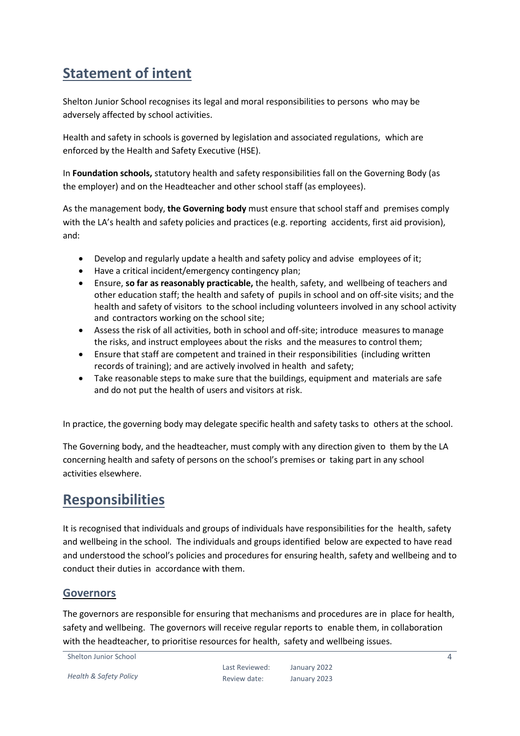# Statement of intent

Shelton Junior School recognises its legal and moral responsibilities to persons who may be adversely affected by school activities.

Health and safety in schools is governed by legislation and associated regulations, which are enforced by the Health and Safety Executive (HSE).

In **Foundation schools,** statutory health and safety responsibilities fall on the Governing Body (as the employer) and on the Headteacher and other school staff (as employees).

As the management body, **the Governing body** must ensure that school staff and premises comply with the LA's health and safety policies and practices (e.g. reporting accidents, first aid provision), and:

- Develop and regularly update a health and safety policy and advise employees of it;
- Have a critical incident/emergency contingency plan;
- Ensure, **so far as reasonably practicable,** the health, safety, and wellbeing of teachers and other education staff; the health and safety of pupils in school and on off-site visits; and the health and safety of visitors to the school including volunteers involved in any school activity and contractors working on the school site;
- Assess the risk of all activities, both in school and off-site; introduce measures to manage the risks, and instruct employees about the risks and the measures to control them;
- Ensure that staff are competent and trained in their responsibilities (including written records of training); and are actively involved in health and safety;
- Take reasonable steps to make sure that the buildings, equipment and materials are safe and do not put the health of users and visitors at risk.

In practice, the governing body may delegate specific health and safety tasks to others at the school.

The Governing body, and the headteacher, must comply with any direction given to them by the LA concerning health and safety of persons on the school's premises or taking part in any school activities elsewhere.

# Responsibilities

It is recognised that individuals and groups of individuals have responsibilities for the health, safety and wellbeing in the school. The individuals and groups identified below are expected to have read and understood the school's policies and procedures for ensuring health, safety and wellbeing and to conduct their duties in accordance with them.

## Governors

The governors are responsible for ensuring that mechanisms and procedures are in place for health, safety and wellbeing. The governors will receive regular reports to enable them, in collaboration with the headteacher, to prioritise resources for health, safety and wellbeing issues.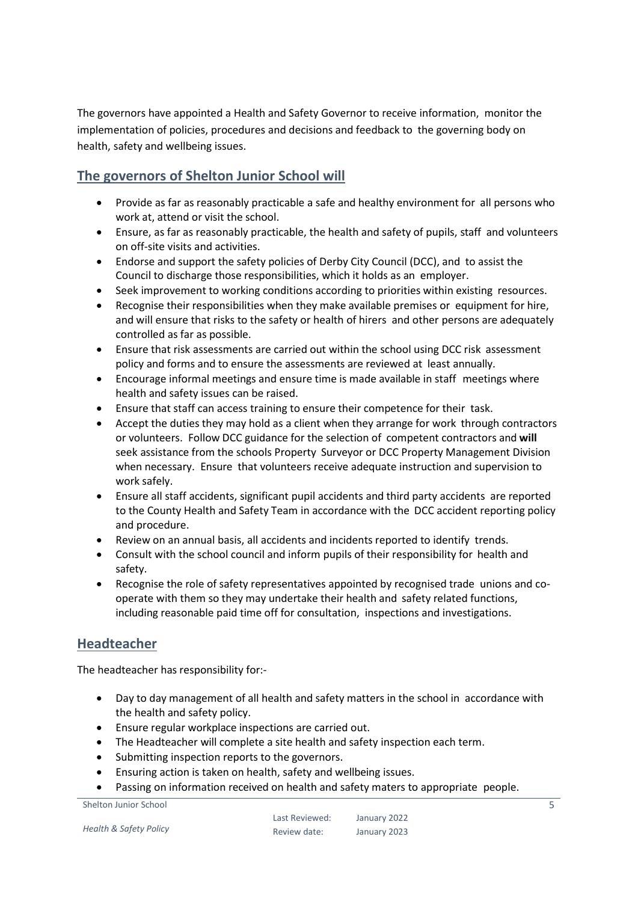The governors have appointed a Health and Safety Governor to receive information, monitor the implementation of policies, procedures and decisions and feedback to the governing body on health, safety and wellbeing issues.

## The governors of Shelton Junior School will

- Provide as far as reasonably practicable a safe and healthy environment for all persons who work at, attend or visit the school.
- Ensure, as far as reasonably practicable, the health and safety of pupils, staff and volunteers on off-site visits and activities.
- Endorse and support the safety policies of Derby City Council (DCC), and to assist the Council to discharge those responsibilities, which it holds as an employer.
- Seek improvement to working conditions according to priorities within existing resources.
- Recognise their responsibilities when they make available premises or equipment for hire, and will ensure that risks to the safety or health of hirers and other persons are adequately controlled as far as possible.
- Ensure that risk assessments are carried out within the school using DCC risk assessment policy and forms and to ensure the assessments are reviewed at least annually.
- Encourage informal meetings and ensure time is made available in staff meetings where health and safety issues can be raised.
- Ensure that staff can access training to ensure their competence for their task.
- Accept the duties they may hold as a client when they arrange for work through contractors or volunteers. Follow DCC guidance for the selection of competent contractors and **will** seek assistance from the schools Property Surveyor or DCC Property Management Division when necessary. Ensure that volunteers receive adequate instruction and supervision to work safely.
- Ensure all staff accidents, significant pupil accidents and third party accidents are reported to the County Health and Safety Team in accordance with the DCC accident reporting policy and procedure.
- Review on an annual basis, all accidents and incidents reported to identify trends.
- Consult with the school council and inform pupils of their responsibility for health and safety.
- Recognise the role of safety representatives appointed by recognised trade unions and co-operate with them so they may undertake their health and safety related functions, including reasonable paid time off for consultation, inspections and investigations.

## Headteacher

The headteacher has responsibility for:-

- Day to day management of all health and safety matters in the school in accordance with the health and safety policy.
- Ensure regular workplace inspections are carried out.
- The Headteacher will complete a site health and safety inspection each term.
- Submitting inspection reports to the governors.
- Ensuring action is taken on health, safety and wellbeing issues.
- Passing on information received on health and safety maters to appropriate people.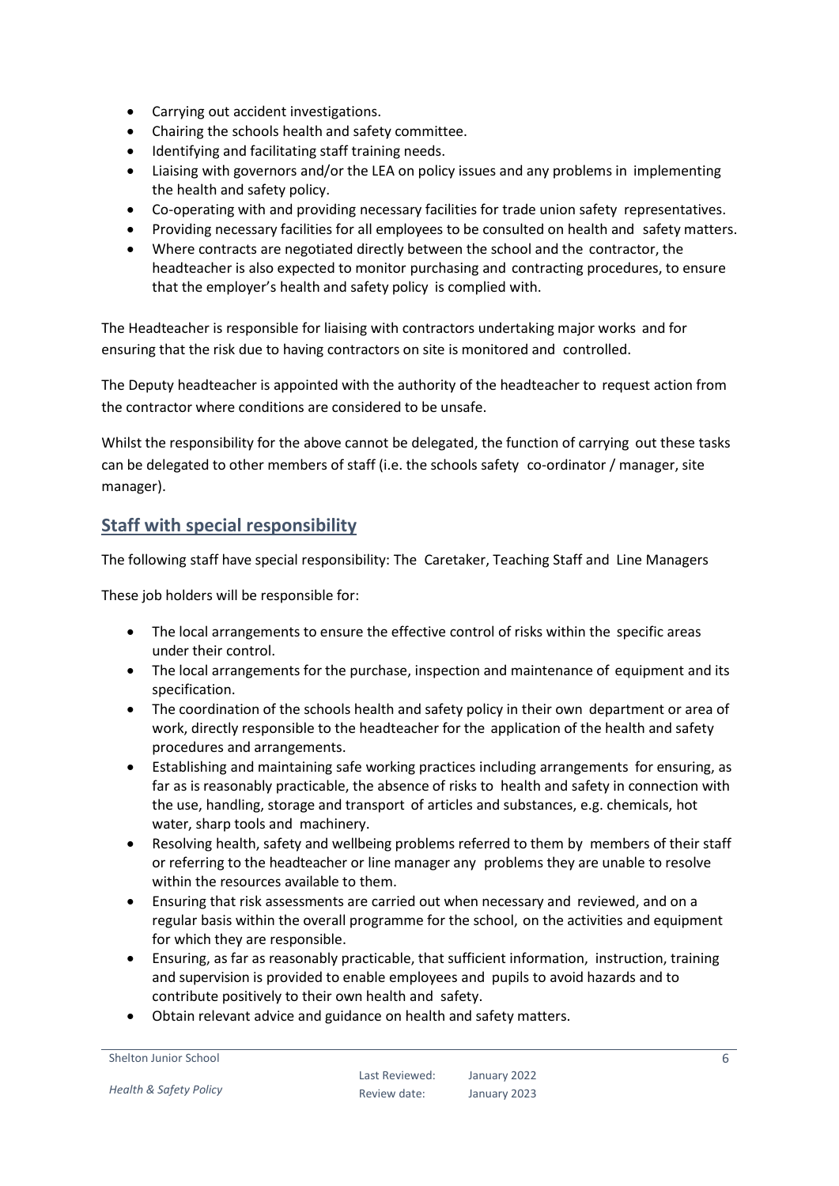- Carrying out accident investigations.
- Chairing the schools health and safety committee.
- Identifying and facilitating staff training needs.
- Liaising with governors and/or the LEA on policy issues and any problems in implementing the health and safety policy.
- Co-operating with and providing necessary facilities for trade union safety representatives.
- Providing necessary facilities for all employees to be consulted on health and safety matters.
- Where contracts are negotiated directly between the school and the contractor, the headteacher is also expected to monitor purchasing and contracting procedures, to ensure that the employer's health and safety policy is complied with.

The Headteacher is responsible for liaising with contractors undertaking major works and for ensuring that the risk due to having contractors on site is monitored and controlled.

The Deputy headteacher is appointed with the authority of the headteacher to request action from the contractor where conditions are considered to be unsafe.

Whilst the responsibility for the above cannot be delegated, the function of carrying out these tasks can be delegated to other members of staff (i.e. the schools safety co-ordinator / manager, site manager).

## Staff with special responsibility

The following staff have special responsibility: The Caretaker, Teaching Staff and Line Managers

These job holders will be responsible for:

- The local arrangements to ensure the effective control of risks within the specific areas under their control.
- The local arrangements for the purchase, inspection and maintenance of equipment and its specification.
- The coordination of the schools health and safety policy in their own department or area of work, directly responsible to the headteacher for the application of the health and safety procedures and arrangements.
- Establishing and maintaining safe working practices including arrangements for ensuring, as far as is reasonably practicable, the absence of risks to health and safety in connection with the use, handling, storage and transport of articles and substances, e.g. chemicals, hot water, sharp tools and machinery.
- Resolving health, safety and wellbeing problems referred to them by members of their staff or referring to the headteacher or line manager any problems they are unable to resolve within the resources available to them.
- Ensuring that risk assessments are carried out when necessary and reviewed, and on a regular basis within the overall programme for the school, on the activities and equipment for which they are responsible.
- Ensuring, as far as reasonably practicable, that sufficient information, instruction, training and supervision is provided to enable employees and pupils to avoid hazards and to contribute positively to their own health and safety.
- Obtain relevant advice and guidance on health and safety matters.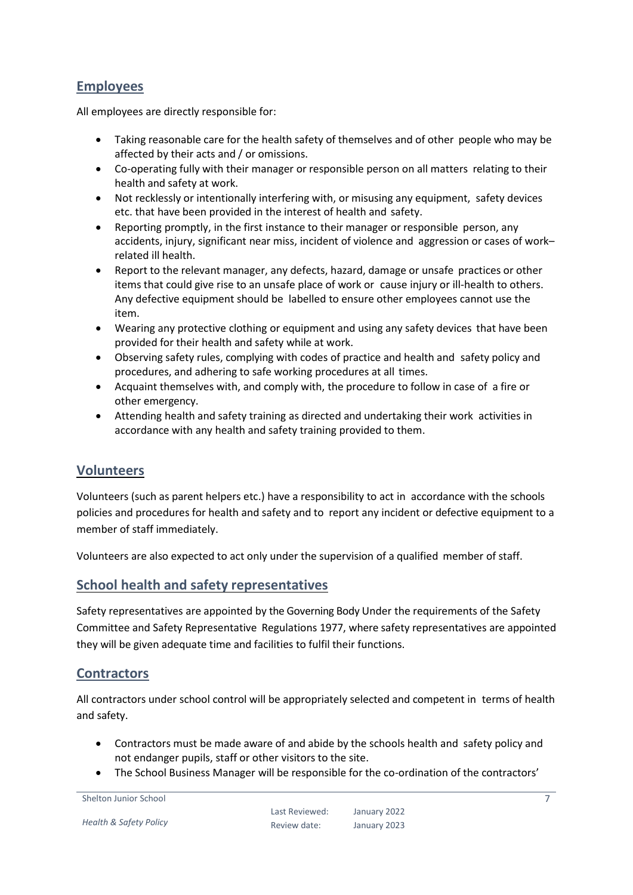## Employees

All employees are directly responsible for:

- Taking reasonable care for the health safety of themselves and of other people who may be affected by their acts and / or omissions.
- Co-operating fully with their manager or responsible person on all matters relating to their health and safety at work.
- Not recklessly or intentionally interfering with, or misusing any equipment, safety devices etc. that have been provided in the interest of health and safety.
- Reporting promptly, in the first instance to their manager or responsible person, any accidents, injury, significant near miss, incident of violence and aggression or cases of work–related ill health.
- Report to the relevant manager, any defects, hazard, damage or unsafe practices or other items that could give rise to an unsafe place of work or cause injury or ill-health to others. Any defective equipment should be labelled to ensure other employees cannot use the item.
- Wearing any protective clothing or equipment and using any safety devices that have been provided for their health and safety while at work.
- Observing safety rules, complying with codes of practice and health and safety policy and procedures, and adhering to safe working procedures at all times.
- Acquaint themselves with, and comply with, the procedure to follow in case of a fire or other emergency.
- Attending health and safety training as directed and undertaking their work activities in accordance with any health and safety training provided to them.

## Volunteers

Volunteers (such as parent helpers etc.) have a responsibility to act in accordance with the schools policies and procedures for health and safety and to report any incident or defective equipment to a member of staff immediately.

Volunteers are also expected to act only under the supervision of a qualified member of staff.

## School health and safety representatives

Safety representatives are appointed by the Governing Body Under the requirements of the Safety Committee and Safety Representative Regulations 1977, where safety representatives are appointed they will be given adequate time and facilities to fulfil their functions.

## Contractors

All contractors under school control will be appropriately selected and competent in terms of health and safety.

- Contractors must be made aware of and abide by the schools health and safety policy and not endanger pupils, staff or other visitors to the site.
- The School Business Manager will be responsible for the co-ordination of the contractors'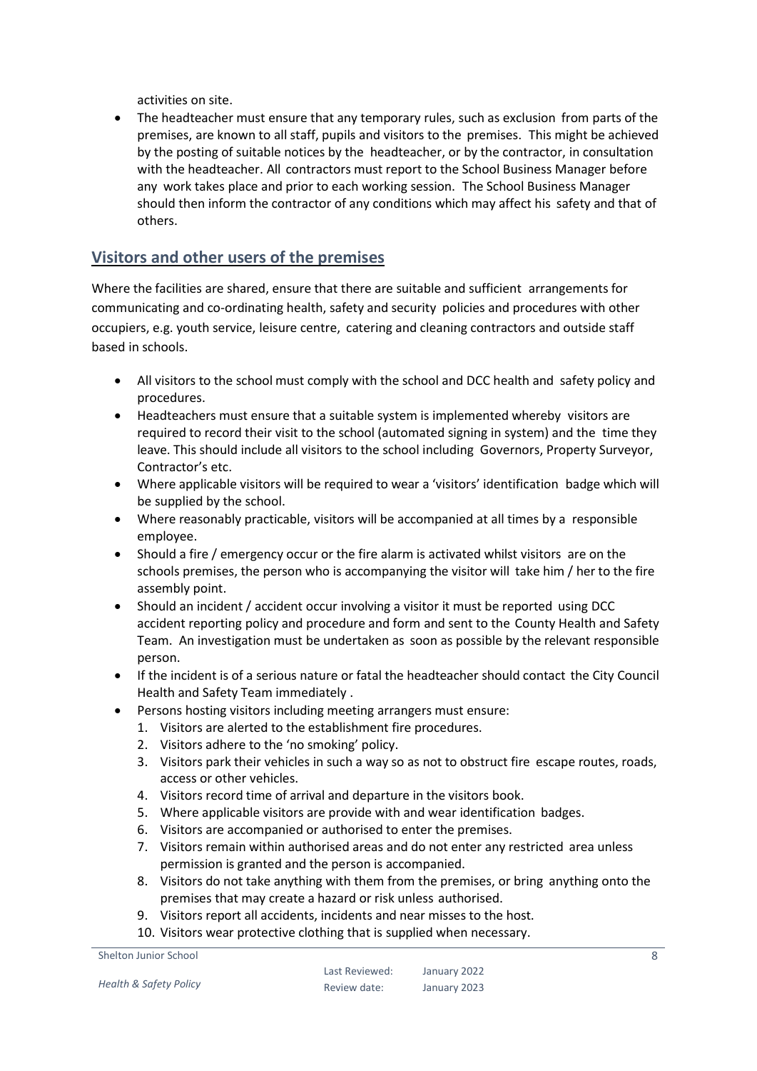activities on site.

- The headteacher must ensure that any temporary rules, such as exclusion from parts of the premises, are known to all staff, pupils and visitors to the premises. This might be achieved by the posting of suitable notices by the headteacher, or by the contractor, in consultation with the headteacher. All contractors must report to the School Business Manager before any work takes place and prior to each working session. The School Business Manager should then inform the contractor of any conditions which may affect his safety and that of others.

## Visitors and other users of the premises

Where the facilities are shared, ensure that there are suitable and sufficient arrangements for communicating and co-ordinating health, safety and security policies and procedures with other occupiers, e.g. youth service, leisure centre, catering and cleaning contractors and outside staff based in schools.

- All visitors to the school must comply with the school and DCC health and safety policy and procedures.
- Headteachers must ensure that a suitable system is implemented whereby visitors are required to record their visit to the school (automated signing in system) and the time they leave. This should include all visitors to the school including Governors, Property Surveyor, Contractor's etc.
- Where applicable visitors will be required to wear a 'visitors' identification badge which will be supplied by the school.
- Where reasonably practicable, visitors will be accompanied at all times by a responsible employee.
- Should a fire / emergency occur or the fire alarm is activated whilst visitors are on the schools premises, the person who is accompanying the visitor will take him / her to the fire assembly point.
- Should an incident / accident occur involving a visitor it must be reported using DCC accident reporting policy and procedure and form and sent to the County Health and Safety Team. An investigation must be undertaken as soon as possible by the relevant responsible person.
- If the incident is of a serious nature or fatal the headteacher should contact the City Council Health and Safety Team immediately .
- Persons hosting visitors including meeting arrangers must ensure:
  1. Visitors are alerted to the establishment fire procedures.
  2. Visitors adhere to the 'no smoking' policy.
  3. Visitors park their vehicles in such a way so as not to obstruct fire escape routes, roads, access or other vehicles.
  4. Visitors record time of arrival and departure in the visitors book.
  5. Where applicable visitors are provide with and wear identification badges.
  6. Visitors are accompanied or authorised to enter the premises.
  7. Visitors remain within authorised areas and do not enter any restricted area unless permission is granted and the person is accompanied.
  8. Visitors do not take anything with them from the premises, or bring anything onto the premises that may create a hazard or risk unless authorised.
  9. Visitors report all accidents, incidents and near misses to the host.
  10. Visitors wear protective clothing that is supplied when necessary.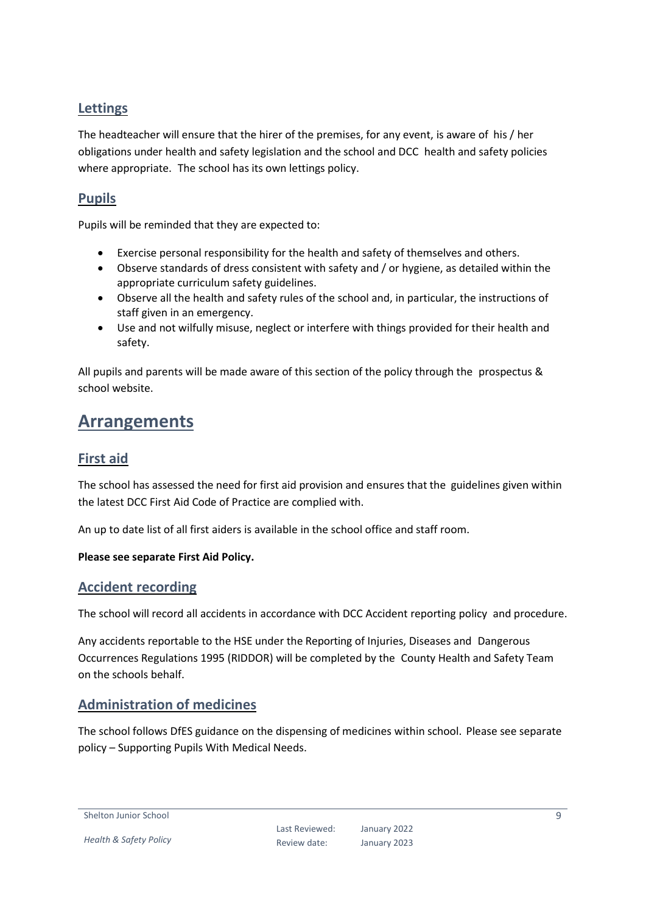## Lettings

The headteacher will ensure that the hirer of the premises, for any event, is aware of his / her obligations under health and safety legislation and the school and DCC health and safety policies where appropriate. The school has its own lettings policy.

## Pupils

Pupils will be reminded that they are expected to:

- Exercise personal responsibility for the health and safety of themselves and others.
- Observe standards of dress consistent with safety and / or hygiene, as detailed within the appropriate curriculum safety guidelines.
- Observe all the health and safety rules of the school and, in particular, the instructions of staff given in an emergency.
- Use and not wilfully misuse, neglect or interfere with things provided for their health and safety.

All pupils and parents will be made aware of this section of the policy through the prospectus & school website.

# Arrangements

## First aid

The school has assessed the need for first aid provision and ensures that the guidelines given within the latest DCC First Aid Code of Practice are complied with.

An up to date list of all first aiders is available in the school office and staff room.

**Please see separate First Aid Policy.**

## Accident recording

The school will record all accidents in accordance with DCC Accident reporting policy and procedure.

Any accidents reportable to the HSE under the Reporting of Injuries, Diseases and Dangerous Occurrences Regulations 1995 (RIDDOR) will be completed by the County Health and Safety Team on the schools behalf.

## Administration of medicines

The school follows DfES guidance on the dispensing of medicines within school. Please see separate policy – Supporting Pupils With Medical Needs.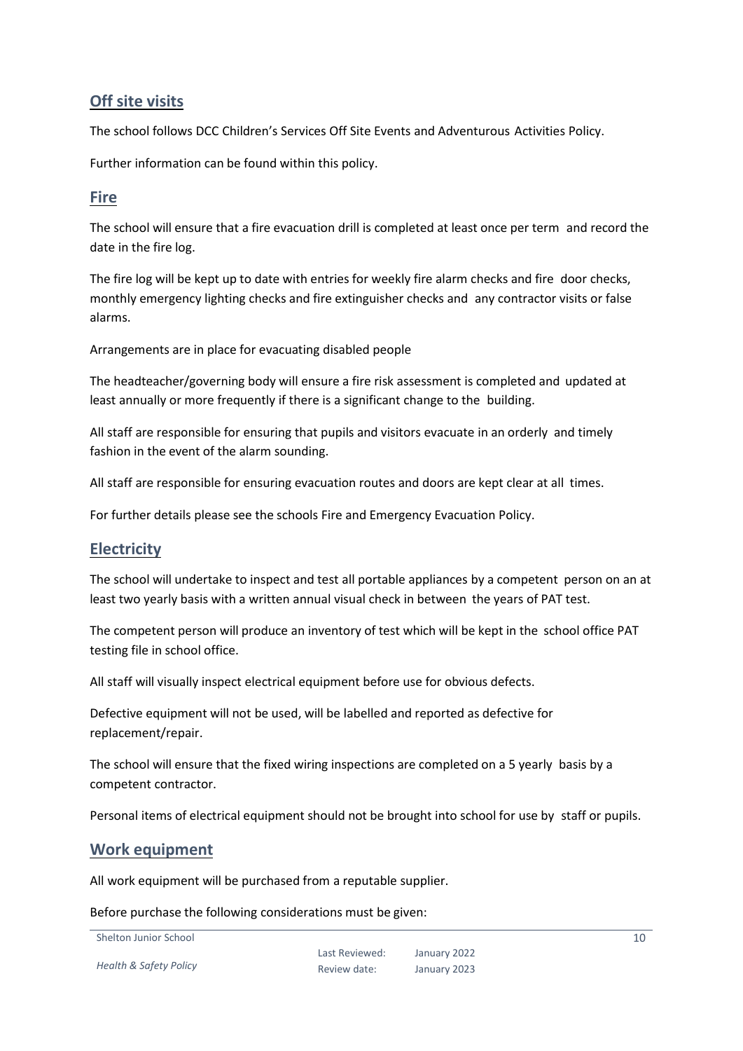## Off site visits

The school follows DCC Children's Services Off Site Events and Adventurous Activities Policy.

Further information can be found within this policy.

## Fire

The school will ensure that a fire evacuation drill is completed at least once per term and record the date in the fire log.

The fire log will be kept up to date with entries for weekly fire alarm checks and fire door checks, monthly emergency lighting checks and fire extinguisher checks and any contractor visits or false alarms.

Arrangements are in place for evacuating disabled people

The headteacher/governing body will ensure a fire risk assessment is completed and updated at least annually or more frequently if there is a significant change to the building.

All staff are responsible for ensuring that pupils and visitors evacuate in an orderly and timely fashion in the event of the alarm sounding.

All staff are responsible for ensuring evacuation routes and doors are kept clear at all times.

For further details please see the schools Fire and Emergency Evacuation Policy.

## Electricity

The school will undertake to inspect and test all portable appliances by a competent person on an at least two yearly basis with a written annual visual check in between the years of PAT test.

The competent person will produce an inventory of test which will be kept in the school office PAT testing file in school office.

All staff will visually inspect electrical equipment before use for obvious defects.

Defective equipment will not be used, will be labelled and reported as defective for replacement/repair.

The school will ensure that the fixed wiring inspections are completed on a 5 yearly basis by a competent contractor.

Personal items of electrical equipment should not be brought into school for use by staff or pupils.

## Work equipment

All work equipment will be purchased from a reputable supplier.

Before purchase the following considerations must be given: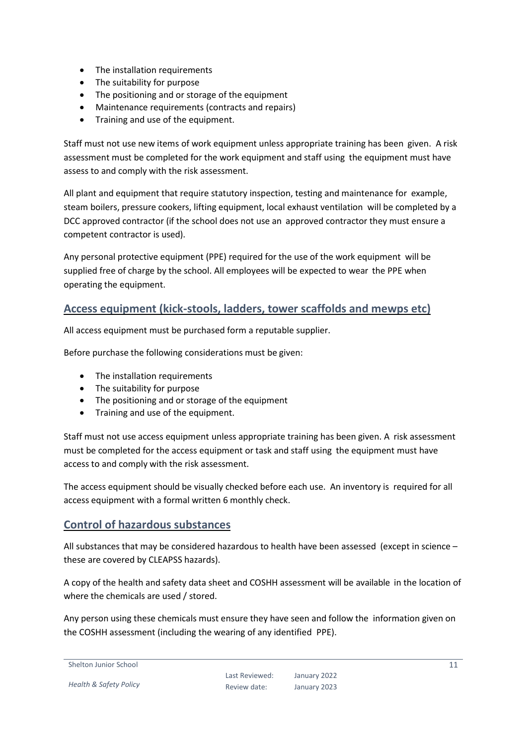- The installation requirements
- The suitability for purpose
- The positioning and or storage of the equipment
- Maintenance requirements (contracts and repairs)
- Training and use of the equipment.

Staff must not use new items of work equipment unless appropriate training has been given. A risk assessment must be completed for the work equipment and staff using the equipment must have assess to and comply with the risk assessment.

All plant and equipment that require statutory inspection, testing and maintenance for example, steam boilers, pressure cookers, lifting equipment, local exhaust ventilation will be completed by a DCC approved contractor (if the school does not use an approved contractor they must ensure a competent contractor is used).

Any personal protective equipment (PPE) required for the use of the work equipment will be supplied free of charge by the school. All employees will be expected to wear the PPE when operating the equipment.

## Access equipment (kick-stools, ladders, tower scaffolds and mewps etc)

All access equipment must be purchased form a reputable supplier.

Before purchase the following considerations must be given:

- The installation requirements
- The suitability for purpose
- The positioning and or storage of the equipment
- Training and use of the equipment.

Staff must not use access equipment unless appropriate training has been given. A risk assessment must be completed for the access equipment or task and staff using the equipment must have access to and comply with the risk assessment.

The access equipment should be visually checked before each use. An inventory is required for all access equipment with a formal written 6 monthly check.

## Control of hazardous substances

All substances that may be considered hazardous to health have been assessed (except in science – these are covered by CLEAPSS hazards).

A copy of the health and safety data sheet and COSHH assessment will be available in the location of where the chemicals are used / stored.

Any person using these chemicals must ensure they have seen and follow the information given on the COSHH assessment (including the wearing of any identified PPE).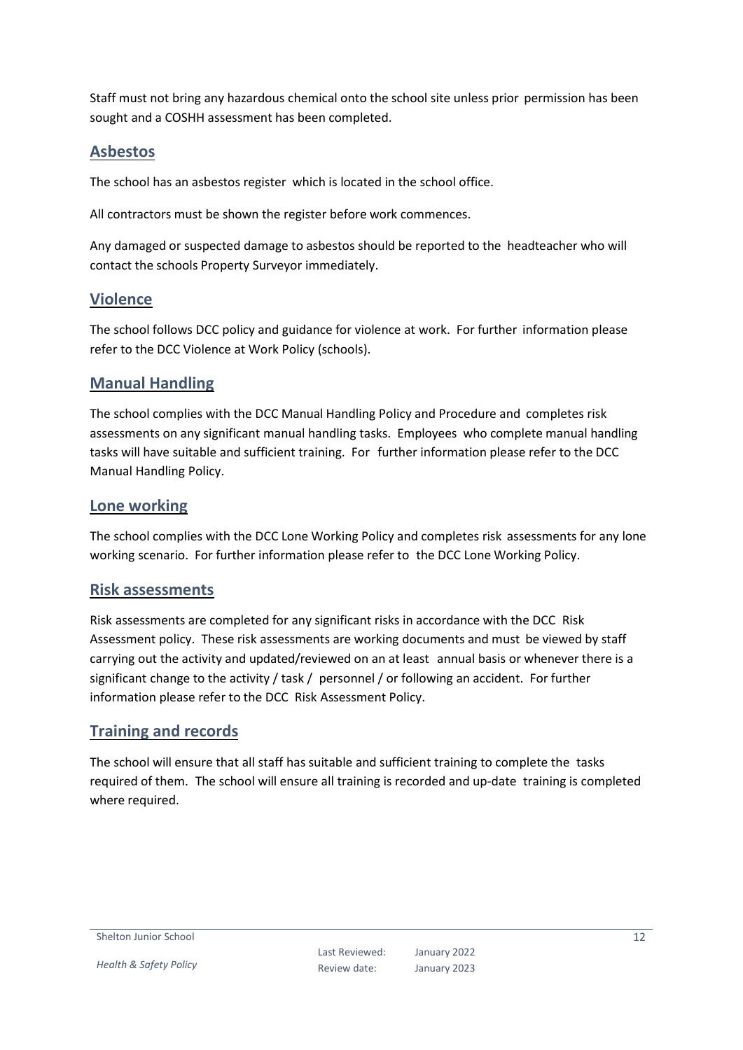Staff must not bring any hazardous chemical onto the school site unless prior permission has been sought and a COSHH assessment has been completed.

## Asbestos

The school has an asbestos register which is located in the school office.

All contractors must be shown the register before work commences.

Any damaged or suspected damage to asbestos should be reported to the headteacher who will contact the schools Property Surveyor immediately.

## Violence

The school follows DCC policy and guidance for violence at work. For further information please refer to the DCC Violence at Work Policy (schools).

## Manual Handling

The school complies with the DCC Manual Handling Policy and Procedure and completes risk assessments on any significant manual handling tasks. Employees who complete manual handling tasks will have suitable and sufficient training. For further information please refer to the DCC Manual Handling Policy.

## Lone working

The school complies with the DCC Lone Working Policy and completes risk assessments for any lone working scenario. For further information please refer to the DCC Lone Working Policy.

## Risk assessments

Risk assessments are completed for any significant risks in accordance with the DCC Risk Assessment policy. These risk assessments are working documents and must be viewed by staff carrying out the activity and updated/reviewed on an at least annual basis or whenever there is a significant change to the activity / task / personnel / or following an accident. For further information please refer to the DCC Risk Assessment Policy.

## Training and records

The school will ensure that all staff has suitable and sufficient training to complete the tasks required of them. The school will ensure all training is recorded and up-date training is completed where required.